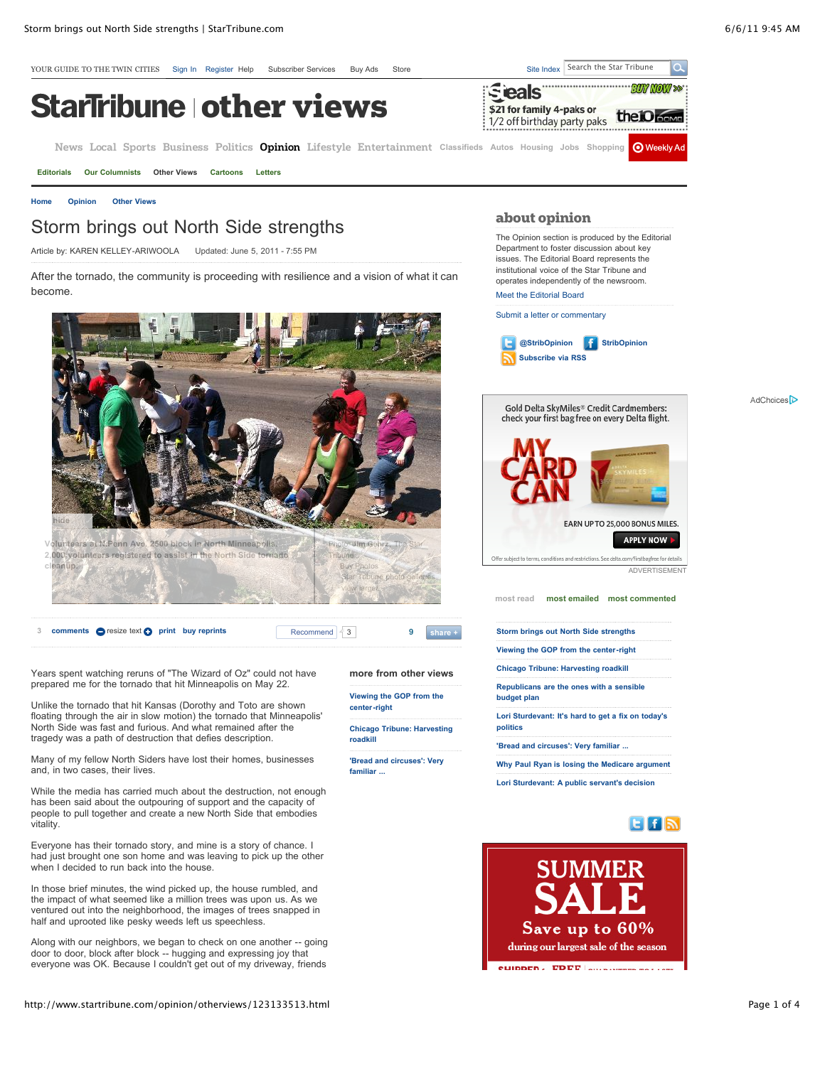# Storm brings out North Side strengths

Article by: KAREN KELLEY-ARIWOOLA Updated: June 5, 2011 - 7:55 PM

After the tornado, the community is proceeding with resilience and a vision of what it can become.

Volunteers at N.Penn Ave. 2500 block in North Minneapolis. 2,000 volunteers registered to assist in the North Side tornado cleanup.

Photo: Jim Gehrz, The Star Tribune

Years spent watching reruns of "The Wizard of Oz" could not have prepared me for the tornado that hit Minneapolis on May 22.

Unlike the tornado that hit Kansas (Dorothy and Toto are shown floating through the air in slow motion) the tornado that Minneapolis' North Side was fast and furious. And what remained after the tragedy was a path of destruction that defies description.

Many of my fellow North Siders have lost their homes, businesses and, in two cases, their lives.

While the media has carried much about the destruction, not enough has been said about the outpouring of support and the capacity of people to pull together and create a new North Side that embodies vitality.

Everyone has their tornado story, and mine is a story of chance. I had just brought one son home and was leaving to pick up the other when I decided to run back into the house.

In those brief minutes, the wind picked up, the house rumbled, and the impact of what seemed like a million trees was upon us. As we ventured out into the neighborhood, the images of trees snapped in half and uprooted like pesky weeds left us speechless.

Along with our neighbors, we began to check on one another -- going door to door, block after block -- hugging and expressing joy that everyone was OK. Because I couldn't get out of my driveway, friends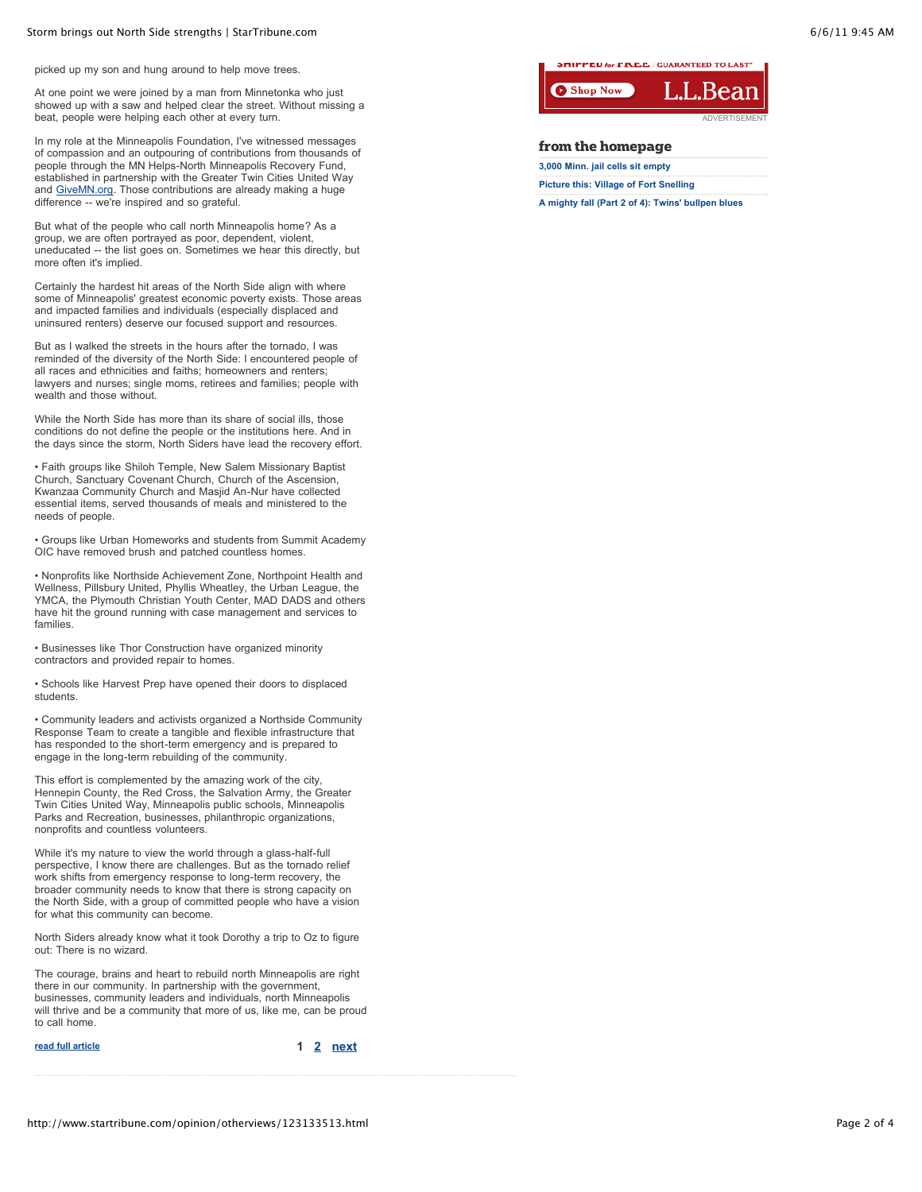picked up my son and hung around to help move trees.

At one point we were joined by a man from Minnetonka who just showed up with a saw and helped clear the street. Without missing a beat, people were helping each other at every turn.

In my role at the Minneapolis Foundation, I've witnessed messages of compassion and an outpouring of contributions from thousands of people through the MN Helps-North Minneapolis Recovery Fund, established in partnership with the Greater Twin Cities United Way and GiveMN.org. Those contributions are already making a huge difference -- we're inspired and so grateful.

But what of the people who call north Minneapolis home? As a group, we are often portrayed as poor, dependent, violent, uneducated -- the list goes on. Sometimes we hear this directly, but more often it's implied.

Certainly the hardest hit areas of the North Side align with where some of Minneapolis' greatest economic poverty exists. Those areas and impacted families and individuals (especially displaced and uninsured renters) deserve our focused support and resources.

But as I walked the streets in the hours after the tornado, I was reminded of the diversity of the North Side: I encountered people of all races and ethnicities and faiths; homeowners and renters; lawyers and nurses; single moms, retirees and families; people with wealth and those without.

While the North Side has more than its share of social ills, those conditions do not define the people or the institutions here. And in the days since the storm, North Siders have lead the recovery effort.

- Faith groups like Shiloh Temple, New Salem Missionary Baptist Church, Sanctuary Covenant Church, Church of the Ascension, Kwanzaa Community Church and Masjid An-Nur have collected essential items, served thousands of meals and ministered to the needs of people.

- Groups like Urban Homeworks and students from Summit Academy OIC have removed brush and patched countless homes.

- Nonprofits like Northside Achievement Zone, Northpoint Health and Wellness, Pillsbury United, Phyllis Wheatley, the Urban League, the YMCA, the Plymouth Christian Youth Center, MAD DADS and others have hit the ground running with case management and services to families.

- Businesses like Thor Construction have organized minority contractors and provided repair to homes.

- Schools like Harvest Prep have opened their doors to displaced students.

- Community leaders and activists organized a Northside Community Response Team to create a tangible and flexible infrastructure that has responded to the short-term emergency and is prepared to engage in the long-term rebuilding of the community.

This effort is complemented by the amazing work of the city, Hennepin County, the Red Cross, the Salvation Army, the Greater Twin Cities United Way, Minneapolis public schools, Minneapolis Parks and Recreation, businesses, philanthropic organizations, nonprofits and countless volunteers.

While it's my nature to view the world through a glass-half-full perspective, I know there are challenges. But as the tornado relief work shifts from emergency response to long-term recovery, the broader community needs to know that there is strong capacity on the North Side, with a group of committed people who have a vision for what this community can become.

North Siders already know what it took Dorothy a trip to Oz to figure out: There is no wizard.

The courage, brains and heart to rebuild north Minneapolis are right there in our community. In partnership with the government, businesses, community leaders and individuals, north Minneapolis will thrive and be a community that more of us, like me, can be proud to call home.

read full article

1 2 next

ADVERTISEMENT

## from the homepage

- 3,000 Minn. jail cells sit empty
- Picture this: Village of Fort Snelling
- A mighty fall (Part 2 of 4): Twins' bullpen blues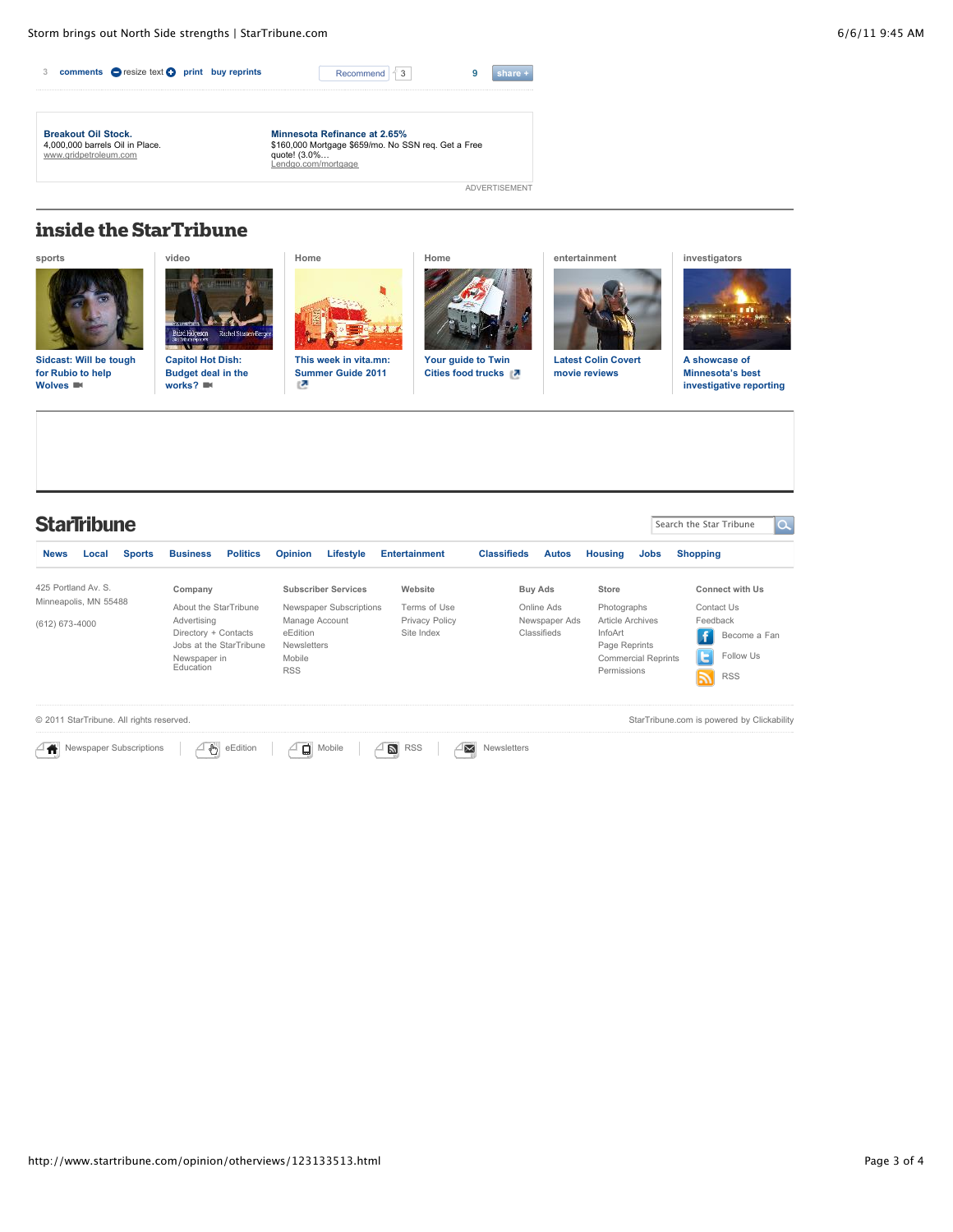3 comments resize text print buy reprints

Recommend 3

9 share +

**Breakout Oil Stock.**
4,000,000 barrels Oil in Place.
www.gridpetroleum.com

**Minnesota Refinance at 2.65%**
$160,000 Mortgage $659/mo. No SSN req. Get a Free quote! (3.0%…
Lendgo.com/mortgage

ADVERTISEMENT

## inside the StarTribune

**sports**
Sidcast: Will be tough for Rubio to help Wolves

**video**
Capitol Hot Dish: Budget deal in the works?

**Home**
This week in vita.mn: Summer Guide 2011

**Home**
Your guide to Twin Cities food trucks

**entertainment**
Latest Colin Covert movie reviews

**investigators**
A showcase of Minnesota's best investigative reporting

## StarTribune

Search the Star Tribune

News | Local | Sports | Business | Politics | Opinion | Lifestyle | Entertainment | Classifieds | Autos | Housing | Jobs | Shopping

425 Portland Av. S.
Minneapolis, MN 55488

(612) 673-4000

**Company**
- About the StarTribune
- Advertising
- Directory + Contacts
- Jobs at the StarTribune
- Newspaper in Education

**Subscriber Services**
- Newspaper Subscriptions
- Manage Account
- eEdition
- Newsletters
- Mobile
- RSS

**Website**
- Terms of Use
- Privacy Policy
- Site Index

**Buy Ads**
- Online Ads
- Newspaper Ads
- Classifieds

**Store**
- Photographs
- Article Archives
- InfoArt
- Page Reprints
- Commercial Reprints
- Permissions

**Connect with Us**
- Contact Us
- Feedback
- Become a Fan
- Follow Us
- RSS

© 2011 StarTribune. All rights reserved.

StarTribune.com is powered by Clickability

Newspaper Subscriptions | eEdition | Mobile | RSS | Newsletters